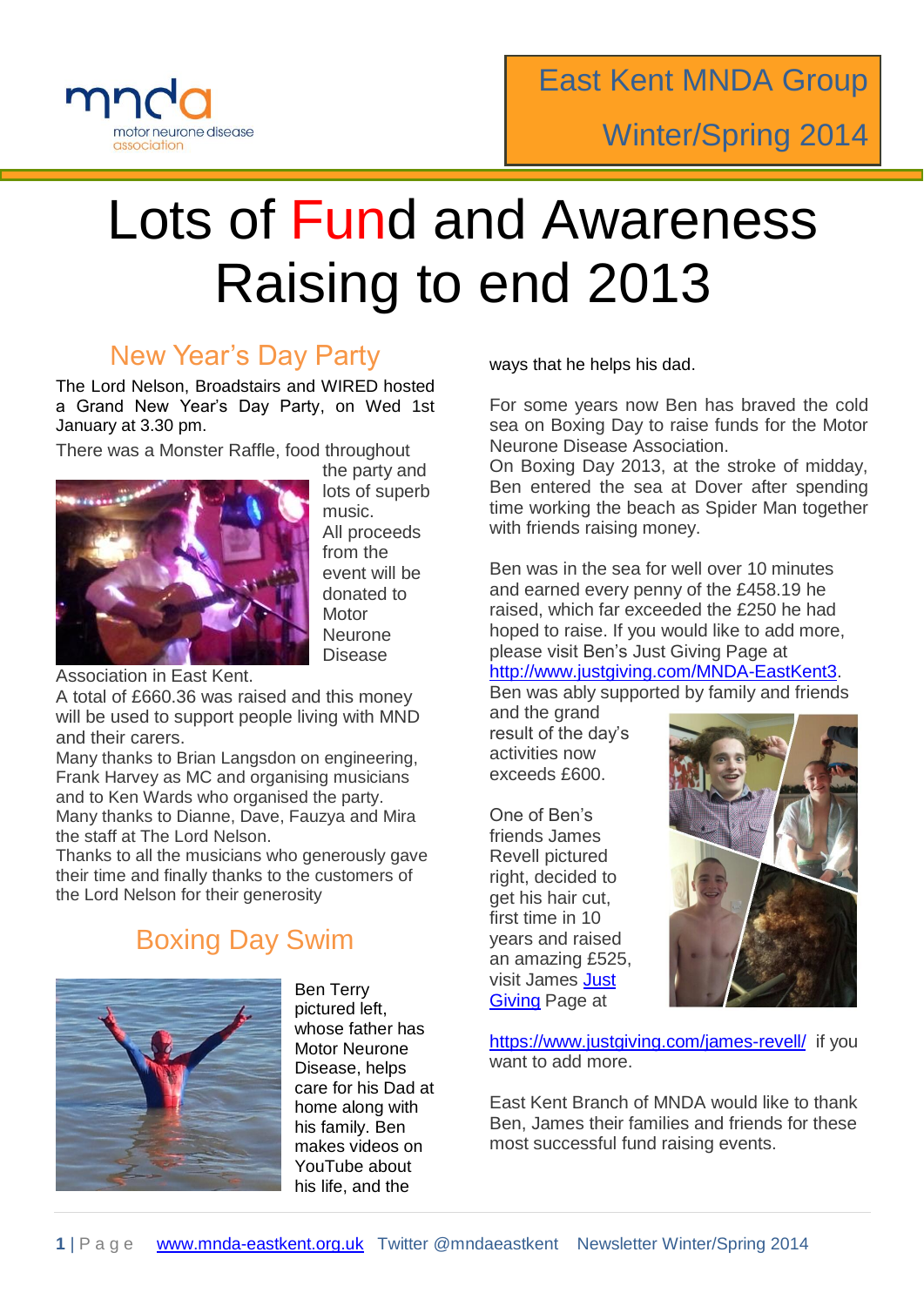East Kent MNDA Group

Winter/Spring 2014

# Lots of Fund and Awareness Raising to end 2013

## New Year's Day Party

The Lord Nelson, Broadstairs and WIRED hosted a Grand New Year's Day Party, on Wed 1st January at 3.30 pm.

There was a Monster Raffle, food throughout the party and lots of superb music. All proceeds from the event will be donated to Motor Neurone Disease Association in East Kent.

A total of £660.36 was raised and this money will be used to support people living with MND and their carers.

Many thanks to Brian Langsdon on engineering, Frank Harvey as MC and organising musicians and to Ken Wards who organised the party.

Many thanks to Dianne, Dave, Fauzya and Mira the staff at The Lord Nelson.

Thanks to all the musicians who generously gave their time and finally thanks to the customers of the Lord Nelson for their generosity

## Boxing Day Swim

Ben Terry pictured left, whose father has Motor Neurone Disease, helps care for his Dad at home along with his family. Ben makes videos on YouTube about his life, and the ways that he helps his dad.

For some years now Ben has braved the cold sea on Boxing Day to raise funds for the Motor Neurone Disease Association.

On Boxing Day 2013, at the stroke of midday, Ben entered the sea at Dover after spending time working the beach as Spider Man together with friends raising money.

Ben was in the sea for well over 10 minutes and earned every penny of the £458.19 he raised, which far exceeded the £250 he had hoped to raise. If you would like to add more, please visit Ben's Just Giving Page at http://www.justgiving.com/MNDA-EastKent3.

Ben was ably supported by family and friends and the grand result of the day's activities now exceeds £600.

One of Ben's friends James Revell pictured right, decided to get his hair cut, first time in 10 years and raised an amazing £525, visit James Just Giving Page at

https://www.justgiving.com/james-revell/ if you want to add more.

East Kent Branch of MNDA would like to thank Ben, James their families and friends for these most successful fund raising events.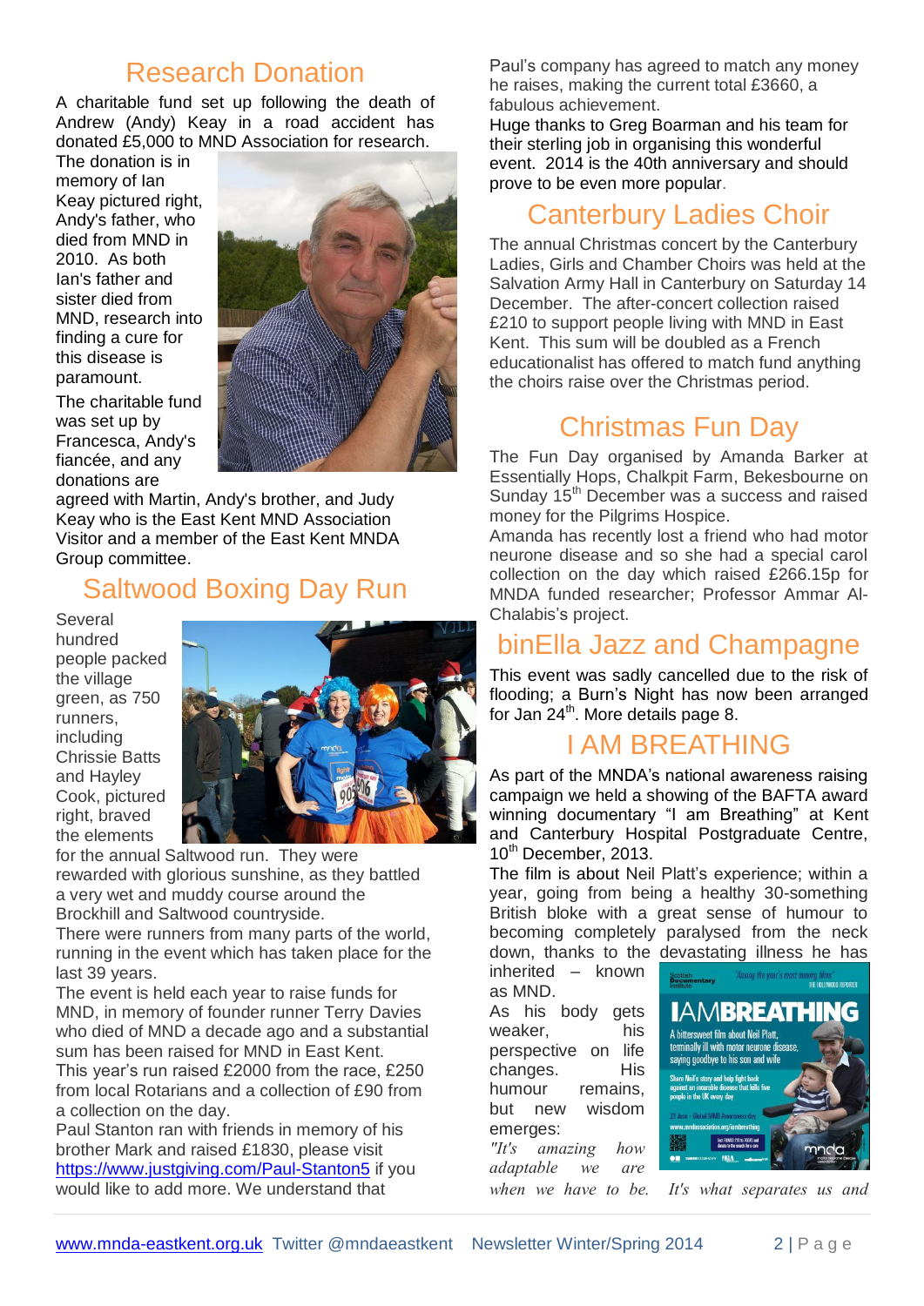## Research Donation

A charitable fund set up following the death of Andrew (Andy) Keay in a road accident has donated £5,000 to MND Association for research.

The donation is in memory of Ian Keay pictured right, Andy's father, who died from MND in 2010. As both Ian's father and sister died from MND, research into finding a cure for this disease is paramount.

The charitable fund was set up by Francesca, Andy's fiancée, and any donations are agreed with Martin, Andy's brother, and Judy Keay who is the East Kent MND Association Visitor and a member of the East Kent MNDA Group committee.

## Saltwood Boxing Day Run

Several hundred people packed the village green, as 750 runners, including Chrissie Batts and Hayley Cook, pictured right, braved the elements for the annual Saltwood run. They were rewarded with glorious sunshine, as they battled a very wet and muddy course around the Brockhill and Saltwood countryside.

There were runners from many parts of the world, running in the event which has taken place for the last 39 years.

The event is held each year to raise funds for MND, in memory of founder runner Terry Davies who died of MND a decade ago and a substantial sum has been raised for MND in East Kent.

This year's run raised £2000 from the race, £250 from local Rotarians and a collection of £90 from a collection on the day.

Paul Stanton ran with friends in memory of his brother Mark and raised £1830, please visit https://www.justgiving.com/Paul-Stanton5 if you would like to add more. We understand that Paul's company has agreed to match any money he raises, making the current total £3660, a fabulous achievement.

Huge thanks to Greg Boarman and his team for their sterling job in organising this wonderful event. 2014 is the 40th anniversary and should prove to be even more popular.

## Canterbury Ladies Choir

The annual Christmas concert by the Canterbury Ladies, Girls and Chamber Choirs was held at the Salvation Army Hall in Canterbury on Saturday 14 December. The after-concert collection raised £210 to support people living with MND in East Kent. This sum will be doubled as a French educationalist has offered to match fund anything the choirs raise over the Christmas period.

## Christmas Fun Day

The Fun Day organised by Amanda Barker at Essentially Hops, Chalkpit Farm, Bekesbourne on Sunday 15th December was a success and raised money for the Pilgrims Hospice.

Amanda has recently lost a friend who had motor neurone disease and so she had a special carol collection on the day which raised £266.15p for MNDA funded researcher; Professor Ammar Al-Chalabis's project.

## binElla Jazz and Champagne

This event was sadly cancelled due to the risk of flooding; a Burn's Night has now been arranged for Jan 24th. More details page 8.

## I AM BREATHING

As part of the MNDA's national awareness raising campaign we held a showing of the BAFTA award winning documentary "I am Breathing" at Kent and Canterbury Hospital Postgraduate Centre, 10th December, 2013.

The film is about Neil Platt's experience; within a year, going from being a healthy 30-something British bloke with a great sense of humour to becoming completely paralysed from the neck down, thanks to the devastating illness he has inherited – known as MND.

As his body gets weaker, his perspective on life changes. His humour remains, but new wisdom emerges:

*"It's amazing how adaptable we are when we have to be. It's what separates us and*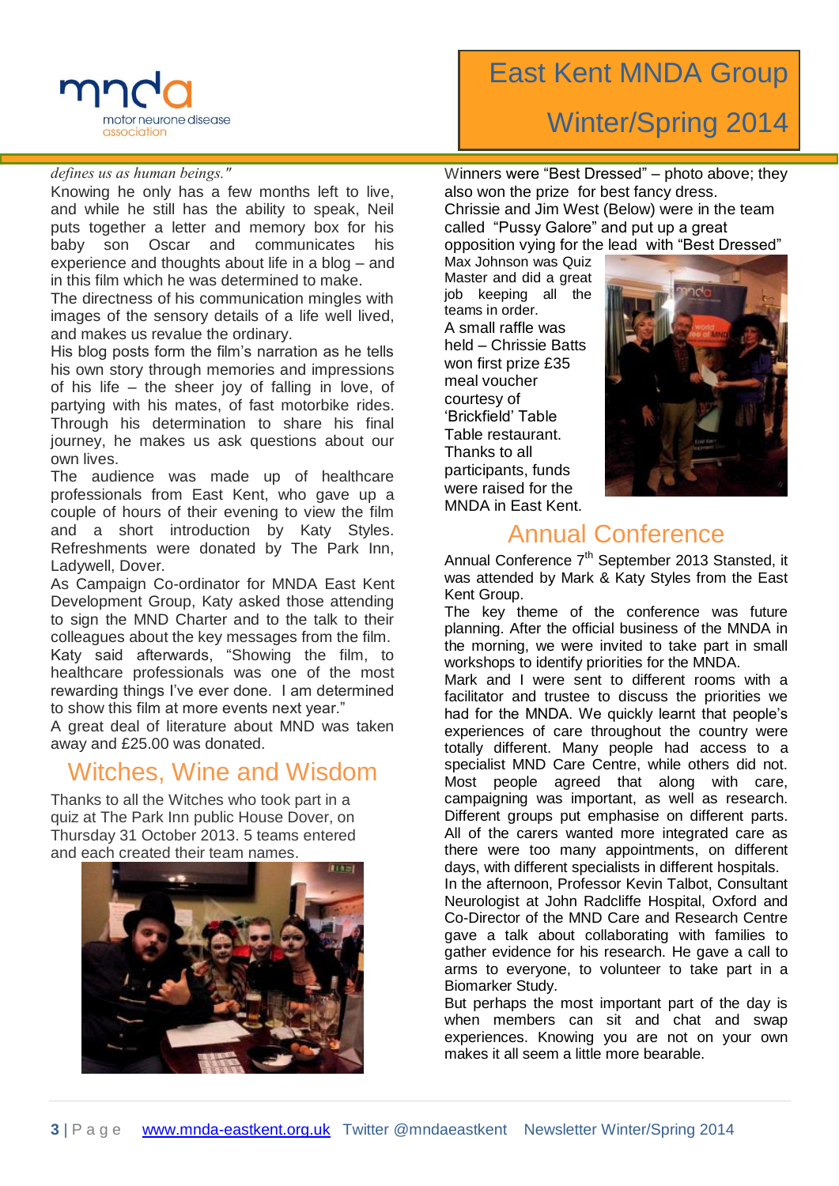*defines us as human beings."*

Knowing he only has a few months left to live, and while he still has the ability to speak, Neil puts together a letter and memory box for his baby son Oscar and communicates his experience and thoughts about life in a blog – and in this film which he was determined to make.

The directness of his communication mingles with images of the sensory details of a life well lived, and makes us revalue the ordinary.

His blog posts form the film's narration as he tells his own story through memories and impressions of his life – the sheer joy of falling in love, of partying with his mates, of fast motorbike rides. Through his determination to share his final journey, he makes us ask questions about our own lives.

The audience was made up of healthcare professionals from East Kent, who gave up a couple of hours of their evening to view the film and a short introduction by Katy Styles. Refreshments were donated by The Park Inn, Ladywell, Dover.

As Campaign Co-ordinator for MNDA East Kent Development Group, Katy asked those attending to sign the MND Charter and to the talk to their colleagues about the key messages from the film.

Katy said afterwards, "Showing the film, to healthcare professionals was one of the most rewarding things I've ever done. I am determined to show this film at more events next year."

A great deal of literature about MND was taken away and £25.00 was donated.

## Witches, Wine and Wisdom

Thanks to all the Witches who took part in a quiz at The Park Inn public House Dover, on Thursday 31 October 2013. 5 teams entered and each created their team names.

Winners were "Best Dressed" – photo above; they also won the prize for best fancy dress.

Chrissie and Jim West (Below) were in the team called "Pussy Galore" and put up a great opposition vying for the lead with "Best Dressed"

Max Johnson was Quiz Master and did a great job keeping all the teams in order.

A small raffle was held – Chrissie Batts won first prize £35 meal voucher courtesy of 'Brickfield' Table Table restaurant.

Thanks to all participants, funds were raised for the MNDA in East Kent.

## Annual Conference

Annual Conference 7th September 2013 Stansted, it was attended by Mark & Katy Styles from the East Kent Group.

The key theme of the conference was future planning. After the official business of the MNDA in the morning, we were invited to take part in small workshops to identify priorities for the MNDA.

Mark and I were sent to different rooms with a facilitator and trustee to discuss the priorities we had for the MNDA. We quickly learnt that people's experiences of care throughout the country were totally different. Many people had access to a specialist MND Care Centre, while others did not. Most people agreed that along with care, campaigning was important, as well as research. Different groups put emphasise on different parts. All of the carers wanted more integrated care as there were too many appointments, on different days, with different specialists in different hospitals.

In the afternoon, Professor Kevin Talbot, Consultant Neurologist at John Radcliffe Hospital, Oxford and Co-Director of the MND Care and Research Centre gave a talk about collaborating with families to gather evidence for his research. He gave a call to arms to everyone, to volunteer to take part in a Biomarker Study.

But perhaps the most important part of the day is when members can sit and chat and swap experiences. Knowing you are not on your own makes it all seem a little more bearable.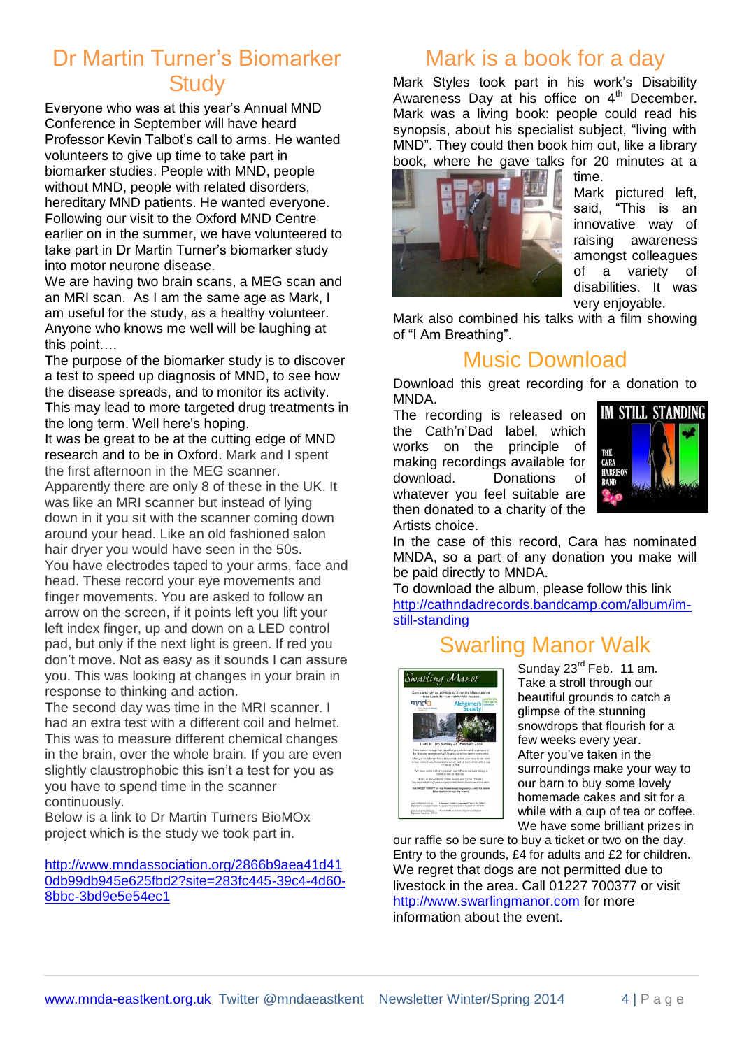## Dr Martin Turner's Biomarker Study

Everyone who was at this year's Annual MND Conference in September will have heard Professor Kevin Talbot's call to arms. He wanted volunteers to give up time to take part in biomarker studies. People with MND, people without MND, people with related disorders, hereditary MND patients. He wanted everyone. Following our visit to the Oxford MND Centre earlier on in the summer, we have volunteered to take part in Dr Martin Turner's biomarker study into motor neurone disease.

We are having two brain scans, a MEG scan and an MRI scan. As I am the same age as Mark, I am useful for the study, as a healthy volunteer. Anyone who knows me well will be laughing at this point….

The purpose of the biomarker study is to discover a test to speed up diagnosis of MND, to see how the disease spreads, and to monitor its activity. This may lead to more targeted drug treatments in the long term. Well here's hoping.

It was be great to be at the cutting edge of MND research and to be in Oxford. Mark and I spent the first afternoon in the MEG scanner. Apparently there are only 8 of these in the UK. It was like an MRI scanner but instead of lying down in it you sit with the scanner coming down around your head. Like an old fashioned salon hair dryer you would have seen in the 50s.

You have electrodes taped to your arms, face and head. These record your eye movements and finger movements. You are asked to follow an arrow on the screen, if it points left you lift your left index finger, up and down on a LED control pad, but only if the next light is green. If red you don't move. Not as easy as it sounds I can assure you. This was looking at changes in your brain in response to thinking and action.

The second day was time in the MRI scanner. I had an extra test with a different coil and helmet. This was to measure different chemical changes in the brain, over the whole brain. If you are even slightly claustrophobic this isn't a test for you as you have to spend time in the scanner continuously.

Below is a link to Dr Martin Turners BioMOx project which is the study we took part in.

http://www.mndassociation.org/2866b9aea41d410db99db945e625fbd2?site=283fc445-39c4-4d60-8bbc-3bd9e5e54ec1

## Mark is a book for a day

Mark Styles took part in his work's Disability Awareness Day at his office on 4th December. Mark was a living book: people could read his synopsis, about his specialist subject, "living with MND". They could then book him out, like a library book, where he gave talks for 20 minutes at a time.

Mark pictured left, said, "This is an innovative way of raising awareness amongst colleagues of a variety of disabilities. It was very enjoyable.

Mark also combined his talks with a film showing of "I Am Breathing".

## Music Download

Download this great recording for a donation to MNDA.

The recording is released on the Cath'n'Dad label, which works on the principle of making recordings available for download. Donations of whatever you feel suitable are then donated to a charity of the Artists choice.

In the case of this record, Cara has nominated MNDA, so a part of any donation you make will be paid directly to MNDA.

To download the album, please follow this link http://cathndadrecords.bandcamp.com/album/im-still-standing

## Swarling Manor Walk

Sunday 23rd Feb. 11 am.

Take a stroll through our beautiful grounds to catch a glimpse of the stunning snowdrops that flourish for a few weeks every year.

After you've taken in the surroundings make your way to our barn to buy some lovely homemade cakes and sit for a while with a cup of tea or coffee.

We have some brilliant prizes in our raffle so be sure to buy a ticket or two on the day.

Entry to the grounds, £4 for adults and £2 for children.

We regret that dogs are not permitted due to livestock in the area. Call 01227 700377 or visit http://www.swarlingmanor.com for more information about the event.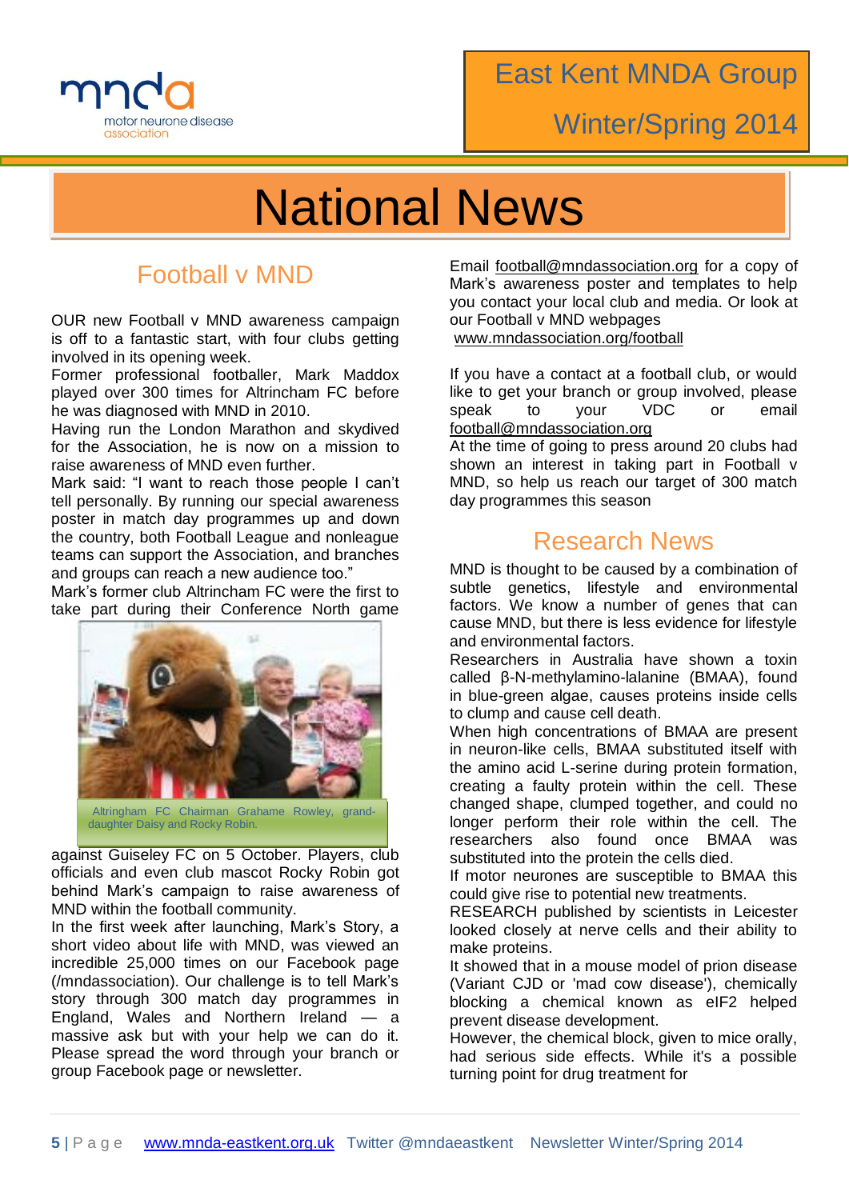# National News

## Football v MND

OUR new Football v MND awareness campaign is off to a fantastic start, with four clubs getting involved in its opening week.

Former professional footballer, Mark Maddox played over 300 times for Altrincham FC before he was diagnosed with MND in 2010.

Having run the London Marathon and skydived for the Association, he is now on a mission to raise awareness of MND even further.

Mark said: "I want to reach those people I can't tell personally. By running our special awareness poster in match day programmes up and down the country, both Football League and nonleague teams can support the Association, and branches and groups can reach a new audience too."

Mark's former club Altrincham FC were the first to take part during their Conference North game against Guiseley FC on 5 October. Players, club officials and even club mascot Rocky Robin got behind Mark's campaign to raise awareness of MND within the football community.

Altringham FC Chairman Grahame Rowley, grand-daughter Daisy and Rocky Robin.

In the first week after launching, Mark's Story, a short video about life with MND, was viewed an incredible 25,000 times on our Facebook page (/mndassociation). Our challenge is to tell Mark's story through 300 match day programmes in England, Wales and Northern Ireland — a massive ask but with your help we can do it. Please spread the word through your branch or group Facebook page or newsletter.

Email football@mndassociation.org for a copy of Mark's awareness poster and templates to help you contact your local club and media. Or look at our Football v MND webpages www.mndassociation.org/football

If you have a contact at a football club, or would like to get your branch or group involved, please speak to your VDC or email football@mndassociation.org

At the time of going to press around 20 clubs had shown an interest in taking part in Football v MND, so help us reach our target of 300 match day programmes this season

## Research News

MND is thought to be caused by a combination of subtle genetics, lifestyle and environmental factors. We know a number of genes that can cause MND, but there is less evidence for lifestyle and environmental factors.

Researchers in Australia have shown a toxin called β-N-methylamino-lalanine (BMAA), found in blue-green algae, causes proteins inside cells to clump and cause cell death.

When high concentrations of BMAA are present in neuron-like cells, BMAA substituted itself with the amino acid L-serine during protein formation, creating a faulty protein within the cell. These changed shape, clumped together, and could no longer perform their role within the cell. The researchers also found once BMAA was substituted into the protein the cells died.

If motor neurones are susceptible to BMAA this could give rise to potential new treatments.

RESEARCH published by scientists in Leicester looked closely at nerve cells and their ability to make proteins.

It showed that in a mouse model of prion disease (Variant CJD or 'mad cow disease'), chemically blocking a chemical known as eIF2 helped prevent disease development.

However, the chemical block, given to mice orally, had serious side effects. While it's a possible turning point for drug treatment for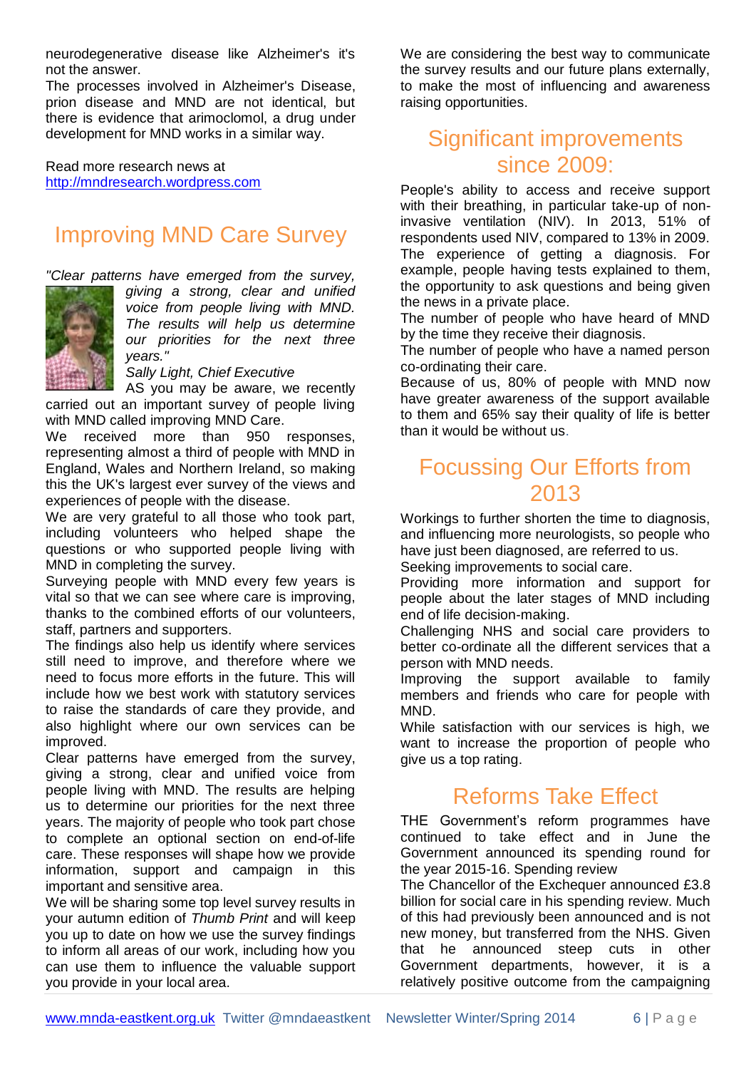neurodegenerative disease like Alzheimer's it's not the answer.

The processes involved in Alzheimer's Disease, prion disease and MND are not identical, but there is evidence that arimoclomol, a drug under development for MND works in a similar way.

Read more research news at http://mndresearch.wordpress.com

## Improving MND Care Survey

*"Clear patterns have emerged from the survey, giving a strong, clear and unified voice from people living with MND. The results will help us determine our priorities for the next three years."*

Sally Light, Chief Executive

AS you may be aware, we recently carried out an important survey of people living with MND called improving MND Care.

We received more than 950 responses, representing almost a third of people with MND in England, Wales and Northern Ireland, so making this the UK's largest ever survey of the views and experiences of people with the disease.

We are very grateful to all those who took part, including volunteers who helped shape the questions or who supported people living with MND in completing the survey.

Surveying people with MND every few years is vital so that we can see where care is improving, thanks to the combined efforts of our volunteers, staff, partners and supporters.

The findings also help us identify where services still need to improve, and therefore where we need to focus more efforts in the future. This will include how we best work with statutory services to raise the standards of care they provide, and also highlight where our own services can be improved.

Clear patterns have emerged from the survey, giving a strong, clear and unified voice from people living with MND. The results are helping us to determine our priorities for the next three years. The majority of people who took part chose to complete an optional section on end-of-life care. These responses will shape how we provide information, support and campaign in this important and sensitive area.

We will be sharing some top level survey results in your autumn edition of *Thumb Print* and will keep you up to date on how we use the survey findings to inform all areas of our work, including how you can use them to influence the valuable support you provide in your local area.

We are considering the best way to communicate the survey results and our future plans externally, to make the most of influencing and awareness raising opportunities.

## Significant improvements since 2009:

People's ability to access and receive support with their breathing, in particular take-up of non-invasive ventilation (NIV). In 2013, 51% of respondents used NIV, compared to 13% in 2009.

The experience of getting a diagnosis. For example, people having tests explained to them, the opportunity to ask questions and being given the news in a private place.

The number of people who have heard of MND by the time they receive their diagnosis.

The number of people who have a named person co-ordinating their care.

Because of us, 80% of people with MND now have greater awareness of the support available to them and 65% say their quality of life is better than it would be without us.

## Focussing Our Efforts from 2013

Workings to further shorten the time to diagnosis, and influencing more neurologists, so people who have just been diagnosed, are referred to us.

Seeking improvements to social care.

Providing more information and support for people about the later stages of MND including end of life decision-making.

Challenging NHS and social care providers to better co-ordinate all the different services that a person with MND needs.

Improving the support available to family members and friends who care for people with MND.

While satisfaction with our services is high, we want to increase the proportion of people who give us a top rating.

## Reforms Take Effect

THE Government's reform programmes have continued to take effect and in June the Government announced its spending round for the year 2015-16. Spending review

The Chancellor of the Exchequer announced £3.8 billion for social care in his spending review. Much of this had previously been announced and is not new money, but transferred from the NHS. Given that he announced steep cuts in other Government departments, however, it is a relatively positive outcome from the campaigning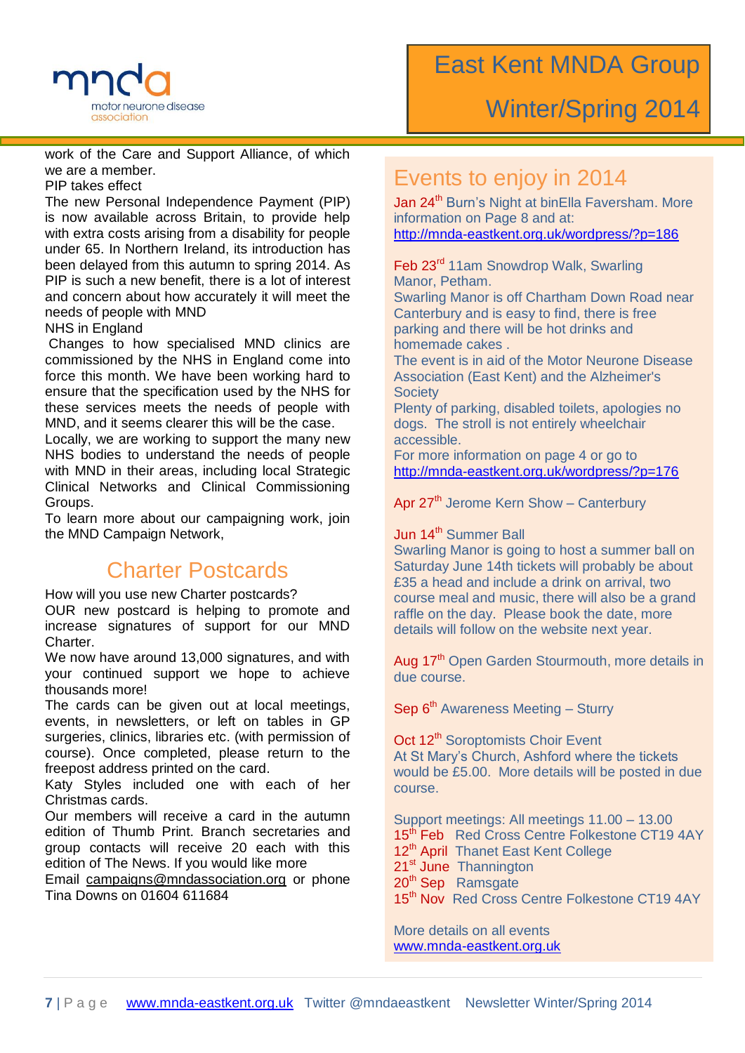work of the Care and Support Alliance, of which we are a member.

PIP takes effect

The new Personal Independence Payment (PIP) is now available across Britain, to provide help with extra costs arising from a disability for people under 65. In Northern Ireland, its introduction has been delayed from this autumn to spring 2014. As PIP is such a new benefit, there is a lot of interest and concern about how accurately it will meet the needs of people with MND

NHS in England

Changes to how specialised MND clinics are commissioned by the NHS in England come into force this month. We have been working hard to ensure that the specification used by the NHS for these services meets the needs of people with MND, and it seems clearer this will be the case.

Locally, we are working to support the many new NHS bodies to understand the needs of people with MND in their areas, including local Strategic Clinical Networks and Clinical Commissioning Groups.

To learn more about our campaigning work, join the MND Campaign Network,

## Charter Postcards

How will you use new Charter postcards?

OUR new postcard is helping to promote and increase signatures of support for our MND Charter.

We now have around 13,000 signatures, and with your continued support we hope to achieve thousands more!

The cards can be given out at local meetings, events, in newsletters, or left on tables in GP surgeries, clinics, libraries etc. (with permission of course). Once completed, please return to the freepost address printed on the card.

Katy Styles included one with each of her Christmas cards.

Our members will receive a card in the autumn edition of Thumb Print. Branch secretaries and group contacts will receive 20 each with this edition of The News. If you would like more

Email campaigns@mndassociation.org or phone Tina Downs on 01604 611684

## Events to enjoy in 2014

Jan 24th Burn's Night at binElla Faversham. More information on Page 8 and at: http://mnda-eastkent.org.uk/wordpress/?p=186

Feb 23rd 11am Snowdrop Walk, Swarling Manor, Petham.
Swarling Manor is off Chartham Down Road near Canterbury and is easy to find, there is free parking and there will be hot drinks and homemade cakes .
The event is in aid of the Motor Neurone Disease Association (East Kent) and the Alzheimer's Society
Plenty of parking, disabled toilets, apologies no dogs. The stroll is not entirely wheelchair accessible.
For more information on page 4 or go to http://mnda-eastkent.org.uk/wordpress/?p=176

Apr 27th Jerome Kern Show – Canterbury

Jun 14th Summer Ball
Swarling Manor is going to host a summer ball on Saturday June 14th tickets will probably be about £35 a head and include a drink on arrival, two course meal and music, there will also be a grand raffle on the day. Please book the date, more details will follow on the website next year.

Aug 17th Open Garden Stourmouth, more details in due course.

Sep 6th Awareness Meeting – Sturry

Oct 12th Soroptomists Choir Event
At St Mary's Church, Ashford where the tickets would be £5.00. More details will be posted in due course.

Support meetings: All meetings 11.00 – 13.00
15th Feb Red Cross Centre Folkestone CT19 4AY
12th April Thanet East Kent College
21st June Thannington
20th Sep Ramsgate
15th Nov Red Cross Centre Folkestone CT19 4AY

More details on all events
www.mnda-eastkent.org.uk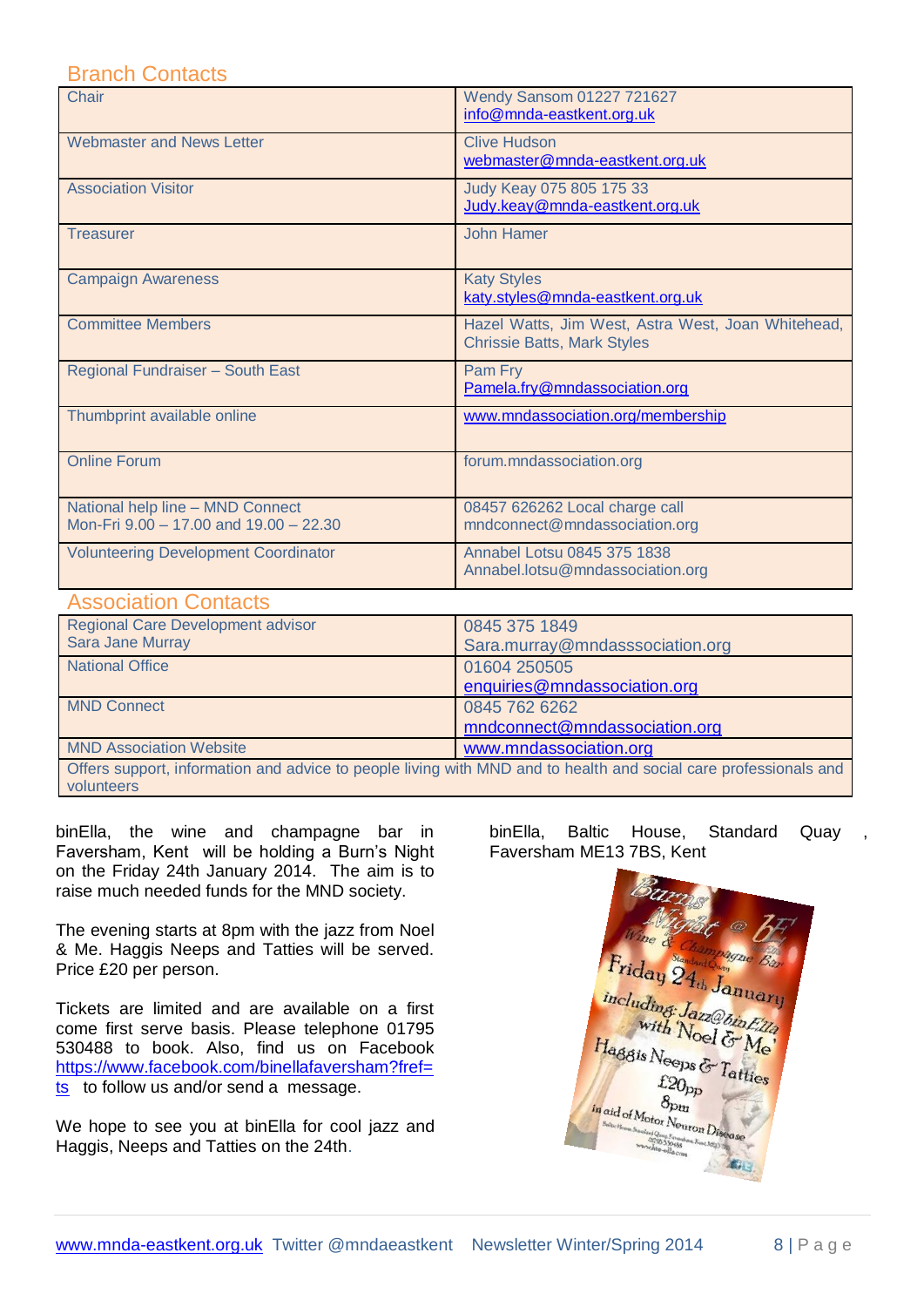## Branch Contacts

| | |
|---|---|
| Chair | Wendy Sansom 01227 721627<br>info@mnda-eastkent.org.uk |
| Webmaster and News Letter | Clive Hudson<br>webmaster@mnda-eastkent.org.uk |
| Association Visitor | Judy Keay 075 805 175 33<br>Judy.keay@mnda-eastkent.org.uk |
| Treasurer | John Hamer |
| Campaign Awareness | Katy Styles<br>katy.styles@mnda-eastkent.org.uk |
| Committee Members | Hazel Watts, Jim West, Astra West, Joan Whitehead, Chrissie Batts, Mark Styles |
| Regional Fundraiser – South East | Pam Fry<br>Pamela.fry@mndassociation.org |
| Thumbprint available online | www.mndassociation.org/membership |
| Online Forum | forum.mndassociation.org |
| National help line – MND Connect<br>Mon-Fri 9.00 – 17.00 and 19.00 – 22.30 | 08457 626262 Local charge call<br>mndconnect@mndassociation.org |
| Volunteering Development Coordinator | Annabel Lotsu 0845 375 1838<br>Annabel.lotsu@mndassociation.org |

## Association Contacts

| | |
|---|---|
| Regional Care Development advisor<br>Sara Jane Murray | 0845 375 1849<br>Sara.murray@mndasssociation.org |
| National Office | 01604 250505<br>enquiries@mndassociation.org |
| MND Connect | 0845 762 6262<br>mndconnect@mndassociation.org |
| MND Association Website | www.mndassociation.org |
| Offers support, information and advice to people living with MND and to health and social care professionals and volunteers | |

binElla, the wine and champagne bar in Faversham, Kent will be holding a Burn's Night on the Friday 24th January 2014. The aim is to raise much needed funds for the MND society.

The evening starts at 8pm with the jazz from Noel & Me. Haggis Neeps and Tatties will be served. Price £20 per person.

Tickets are limited and are available on a first come first serve basis. Please telephone 01795 530488 to book. Also, find us on Facebook https://www.facebook.com/binellafaversham?fref=ts to follow us and/or send a message.

We hope to see you at binElla for cool jazz and Haggis, Neeps and Tatties on the 24th.

binElla, Baltic House, Standard Quay , Faversham ME13 7BS, Kent

Burns Night @ bE
Wine & Champagne Bar
Standard Quay
Friday 24th January
including Jazz@binElla with 'Noel & Me'
Haggis Neeps & Tatties
£20pp
8pm
in aid of Motor Neuron Disease